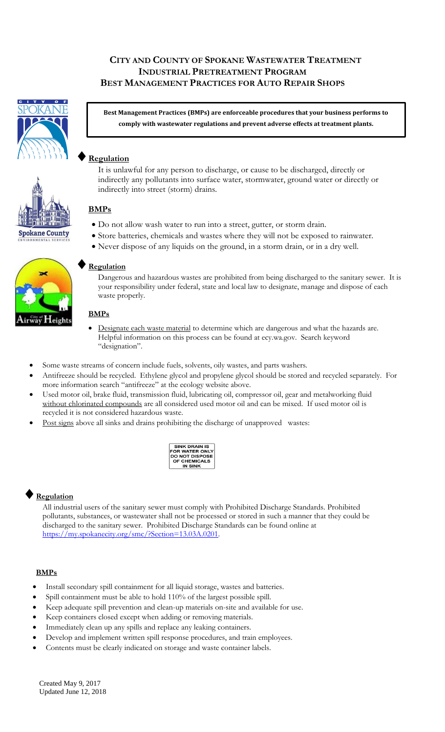# CITY AND COUNTY OF SPOKANE WASTEWATER TREATMENT
# INDUSTRIAL PRETREATMENT PROGRAM
# BEST MANAGEMENT PRACTICES FOR AUTO REPAIR SHOPS

**Best Management Practices (BMPs) are enforceable procedures that your business performs to comply with wastewater regulations and prevent adverse effects at treatment plants.**

## ♦ Regulation

It is unlawful for any person to discharge, or cause to be discharged, directly or indirectly any pollutants into surface water, stormwater, ground water or directly or indirectly into street (storm) drains.

### BMPs

- Do not allow wash water to run into a street, gutter, or storm drain.
- Store batteries, chemicals and wastes where they will not be exposed to rainwater.
- Never dispose of any liquids on the ground, in a storm drain, or in a dry well.

## ♦ Regulation

Dangerous and hazardous wastes are prohibited from being discharged to the sanitary sewer. It is your responsibility under federal, state and local law to designate, manage and dispose of each waste properly.

### BMPs

- Designate each waste material to determine which are dangerous and what the hazards are. Helpful information on this process can be found at ecy.wa.gov. Search keyword "designation".
- Some waste streams of concern include fuels, solvents, oily wastes, and parts washers.
- Antifreeze should be recycled. Ethylene glycol and propylene glycol should be stored and recycled separately. For more information search "antifreeze" at the ecology website above.
- Used motor oil, brake fluid, transmission fluid, lubricating oil, compressor oil, gear and metalworking fluid without chlorinated compounds are all considered used motor oil and can be mixed. If used motor oil is recycled it is not considered hazardous waste.
- Post signs above all sinks and drains prohibiting the discharge of unapproved wastes:

SINK DRAIN IS FOR WATER ONLY DO NOT DISPOSE OF CHEMICALS IN SINK

## ♦ Regulation

All industrial users of the sanitary sewer must comply with Prohibited Discharge Standards. Prohibited pollutants, substances, or wastewater shall not be processed or stored in such a manner that they could be discharged to the sanitary sewer. Prohibited Discharge Standards can be found online at https://my.spokanecity.org/smc/?Section=13.03A.0201.

### BMPs

- Install secondary spill containment for all liquid storage, wastes and batteries.
- Spill containment must be able to hold 110% of the largest possible spill.
- Keep adequate spill prevention and clean-up materials on-site and available for use.
- Keep containers closed except when adding or removing materials.
- Immediately clean up any spills and replace any leaking containers.
- Develop and implement written spill response procedures, and train employees.
- Contents must be clearly indicated on storage and waste container labels.

Created May 9, 2017
Updated June 12, 2018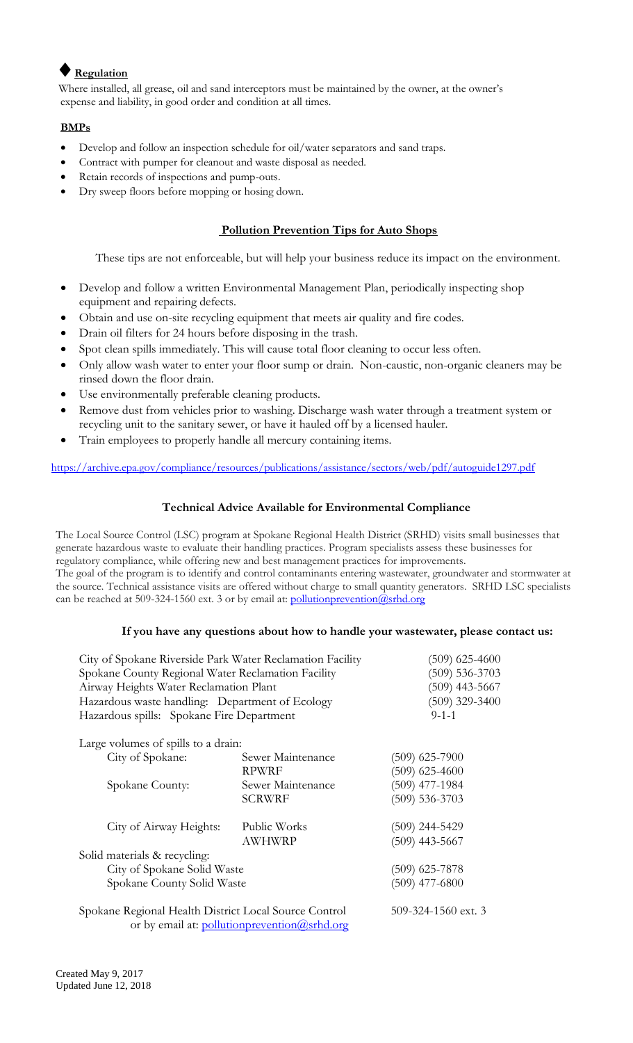## ♦ **Regulation**

Where installed, all grease, oil and sand interceptors must be maintained by the owner, at the owner's expense and liability, in good order and condition at all times.

**BMPs**

- Develop and follow an inspection schedule for oil/water separators and sand traps.
- Contract with pumper for cleanout and waste disposal as needed.
- Retain records of inspections and pump-outs.
- Dry sweep floors before mopping or hosing down.

### **Pollution Prevention Tips for Auto Shops**

These tips are not enforceable, but will help your business reduce its impact on the environment.

- Develop and follow a written Environmental Management Plan, periodically inspecting shop equipment and repairing defects.
- Obtain and use on-site recycling equipment that meets air quality and fire codes.
- Drain oil filters for 24 hours before disposing in the trash.
- Spot clean spills immediately. This will cause total floor cleaning to occur less often.
- Only allow wash water to enter your floor sump or drain. Non-caustic, non-organic cleaners may be rinsed down the floor drain.
- Use environmentally preferable cleaning products.
- Remove dust from vehicles prior to washing. Discharge wash water through a treatment system or recycling unit to the sanitary sewer, or have it hauled off by a licensed hauler.
- Train employees to properly handle all mercury containing items.

https://archive.epa.gov/compliance/resources/publications/assistance/sectors/web/pdf/autoguide1297.pdf

### **Technical Advice Available for Environmental Compliance**

The Local Source Control (LSC) program at Spokane Regional Health District (SRHD) visits small businesses that generate hazardous waste to evaluate their handling practices. Program specialists assess these businesses for regulatory compliance, while offering new and best management practices for improvements.
The goal of the program is to identify and control contaminants entering wastewater, groundwater and stormwater at the source. Technical assistance visits are offered without charge to small quantity generators. SRHD LSC specialists can be reached at 509-324-1560 ext. 3 or by email at: pollutionprevention@srhd.org

**If you have any questions about how to handle your wastewater, please contact us:**

| | | |
|---|---|---|
| City of Spokane Riverside Park Water Reclamation Facility | | (509) 625-4600 |
| Spokane County Regional Water Reclamation Facility | | (509) 536-3703 |
| Airway Heights Water Reclamation Plant | | (509) 443-5667 |
| Hazardous waste handling: Department of Ecology | | (509) 329-3400 |
| Hazardous spills: Spokane Fire Department | | 9-1-1 |
| Large volumes of spills to a drain: | | |
| City of Spokane: | Sewer Maintenance | (509) 625-7900 |
| | RPWRF | (509) 625-4600 |
| Spokane County: | Sewer Maintenance | (509) 477-1984 |
| | SCRWRF | (509) 536-3703 |
| City of Airway Heights: | Public Works | (509) 244-5429 |
| | AWHWRP | (509) 443-5667 |
| Solid materials & recycling: | | |
| City of Spokane Solid Waste | | (509) 625-7878 |
| Spokane County Solid Waste | | (509) 477-6800 |
| Spokane Regional Health District Local Source Control or by email at: pollutionprevention@srhd.org | | 509-324-1560 ext. 3 |

Created May 9, 2017
Updated June 12, 2018